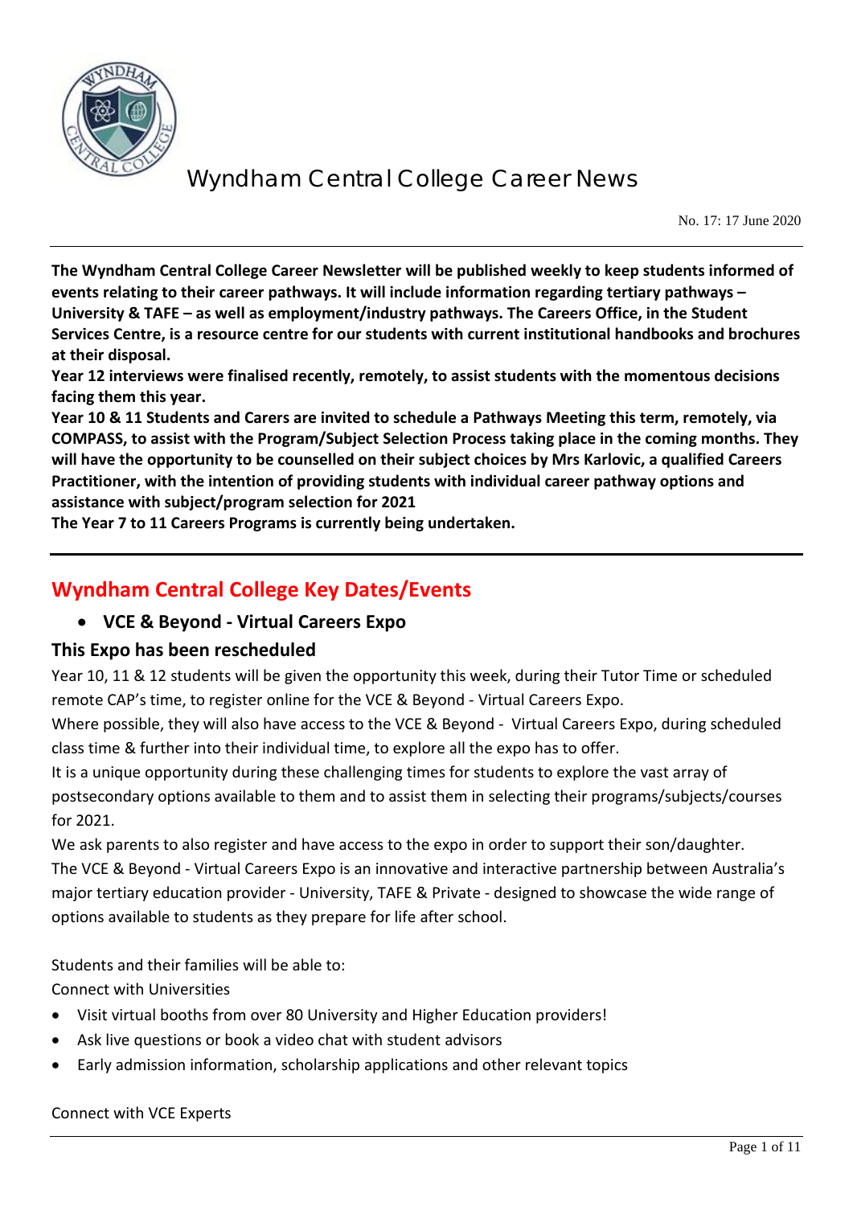# Wyndham Central College Career News

No. 17: 17 June 2020

**The Wyndham Central College Career Newsletter will be published weekly to keep students informed of events relating to their career pathways. It will include information regarding tertiary pathways – University & TAFE – as well as employment/industry pathways. The Careers Office, in the Student Services Centre, is a resource centre for our students with current institutional handbooks and brochures at their disposal.**

**Year 12 interviews were finalised recently, remotely, to assist students with the momentous decisions facing them this year.**

**Year 10 & 11 Students and Carers are invited to schedule a Pathways Meeting this term, remotely, via COMPASS, to assist with the Program/Subject Selection Process taking place in the coming months. They will have the opportunity to be counselled on their subject choices by Mrs Karlovic, a qualified Careers Practitioner, with the intention of providing students with individual career pathway options and assistance with subject/program selection for 2021**

**The Year 7 to 11 Careers Programs is currently being undertaken.**

## Wyndham Central College Key Dates/Events

- **VCE & Beyond - Virtual Careers Expo**

### This Expo has been rescheduled

Year 10, 11 & 12 students will be given the opportunity this week, during their Tutor Time or scheduled remote CAP's time, to register online for the VCE & Beyond - Virtual Careers Expo.

Where possible, they will also have access to the VCE & Beyond - Virtual Careers Expo, during scheduled class time & further into their individual time, to explore all the expo has to offer.

It is a unique opportunity during these challenging times for students to explore the vast array of postsecondary options available to them and to assist them in selecting their programs/subjects/courses for 2021.

We ask parents to also register and have access to the expo in order to support their son/daughter.

The VCE & Beyond - Virtual Careers Expo is an innovative and interactive partnership between Australia's major tertiary education provider - University, TAFE & Private - designed to showcase the wide range of options available to students as they prepare for life after school.

Students and their families will be able to:

Connect with Universities

- Visit virtual booths from over 80 University and Higher Education providers!
- Ask live questions or book a video chat with student advisors
- Early admission information, scholarship applications and other relevant topics

Connect with VCE Experts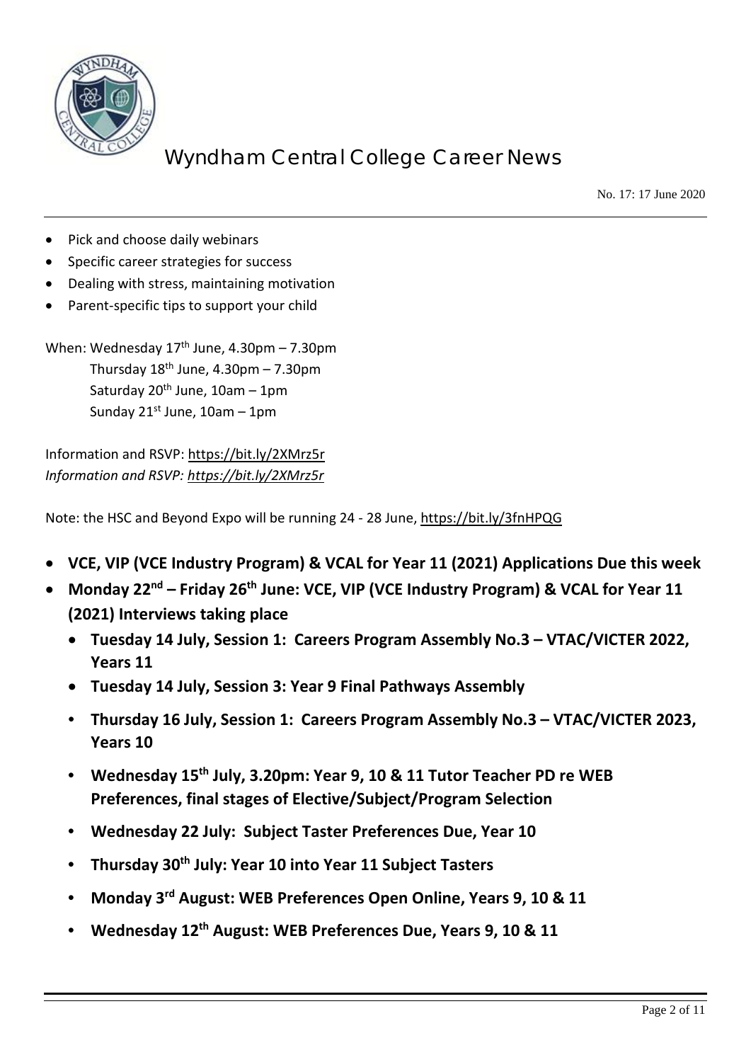- Pick and choose daily webinars
- Specific career strategies for success
- Dealing with stress, maintaining motivation
- Parent-specific tips to support your child

When: Wednesday 17th June, 4.30pm – 7.30pm
Thursday 18th June, 4.30pm – 7.30pm
Saturday 20th June, 10am – 1pm
Sunday 21st June, 10am – 1pm

Information and RSVP: https://bit.ly/2XMrz5r
*Information and RSVP: https://bit.ly/2XMrz5r*

Note: the HSC and Beyond Expo will be running 24 - 28 June, https://bit.ly/3fnHPQG

- **VCE, VIP (VCE Industry Program) & VCAL for Year 11 (2021) Applications Due this week**
- **Monday 22nd – Friday 26th June: VCE, VIP (VCE Industry Program) & VCAL for Year 11 (2021) Interviews taking place**
  - **Tuesday 14 July, Session 1: Careers Program Assembly No.3 – VTAC/VICTER 2022, Years 11**
  - **Tuesday 14 July, Session 3: Year 9 Final Pathways Assembly**
  - **Thursday 16 July, Session 1: Careers Program Assembly No.3 – VTAC/VICTER 2023, Years 10**
  - **Wednesday 15th July, 3.20pm: Year 9, 10 & 11 Tutor Teacher PD re WEB Preferences, final stages of Elective/Subject/Program Selection**
  - **Wednesday 22 July: Subject Taster Preferences Due, Year 10**
  - **Thursday 30th July: Year 10 into Year 11 Subject Tasters**
  - **Monday 3rd August: WEB Preferences Open Online, Years 9, 10 & 11**
  - **Wednesday 12th August: WEB Preferences Due, Years 9, 10 & 11**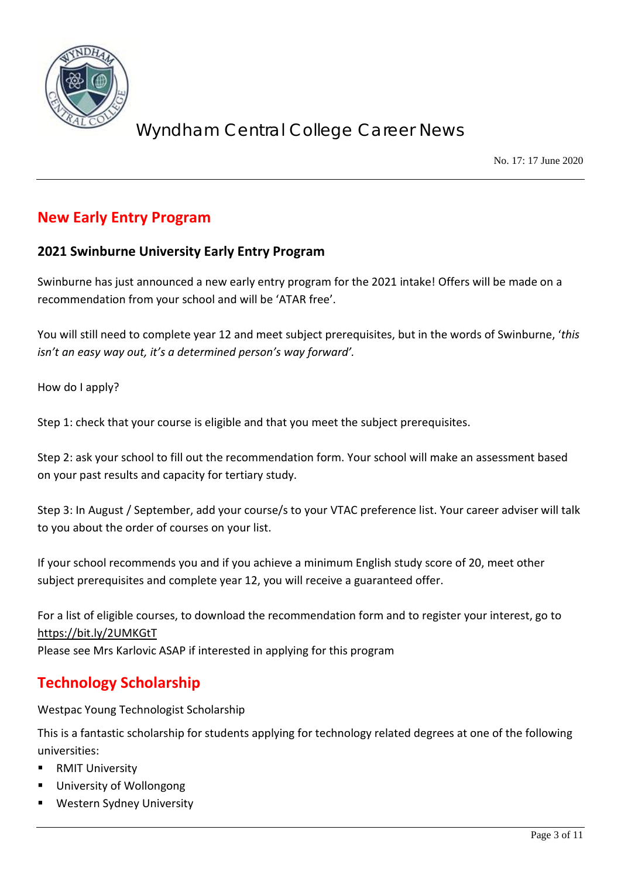## New Early Entry Program

### 2021 Swinburne University Early Entry Program

Swinburne has just announced a new early entry program for the 2021 intake! Offers will be made on a recommendation from your school and will be 'ATAR free'.

You will still need to complete year 12 and meet subject prerequisites, but in the words of Swinburne, '*this isn't an easy way out, it's a determined person's way forward'.*

How do I apply?

Step 1: check that your course is eligible and that you meet the subject prerequisites.

Step 2: ask your school to fill out the recommendation form. Your school will make an assessment based on your past results and capacity for tertiary study.

Step 3: In August / September, add your course/s to your VTAC preference list. Your career adviser will talk to you about the order of courses on your list.

If your school recommends you and if you achieve a minimum English study score of 20, meet other subject prerequisites and complete year 12, you will receive a guaranteed offer.

For a list of eligible courses, to download the recommendation form and to register your interest, go to https://bit.ly/2UMKGtT
Please see Mrs Karlovic ASAP if interested in applying for this program

## Technology Scholarship

Westpac Young Technologist Scholarship

This is a fantastic scholarship for students applying for technology related degrees at one of the following universities:

- RMIT University
- University of Wollongong
- Western Sydney University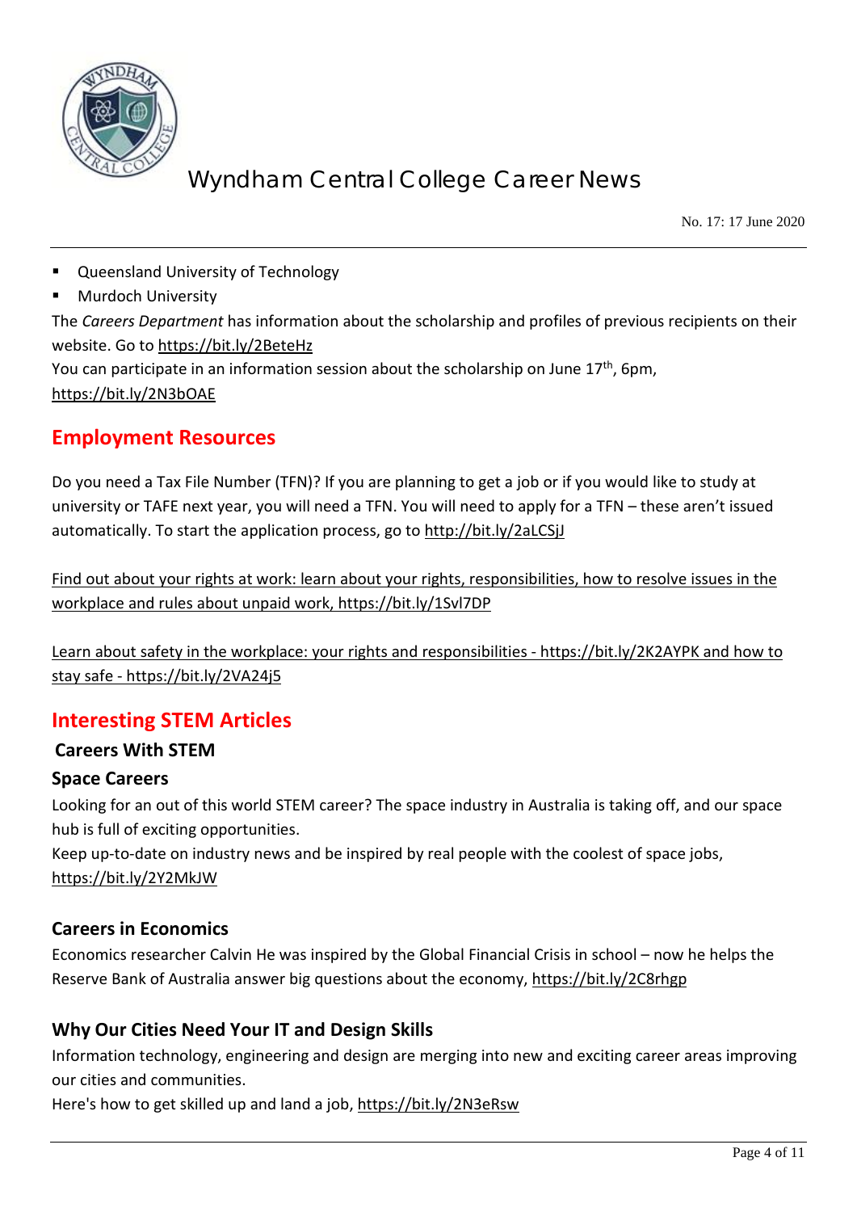- Queensland University of Technology
- Murdoch University

The *Careers Department* has information about the scholarship and profiles of previous recipients on their website. Go to https://bit.ly/2BeteHz

You can participate in an information session about the scholarship on June 17th, 6pm, https://bit.ly/2N3bOAE

## Employment Resources

Do you need a Tax File Number (TFN)? If you are planning to get a job or if you would like to study at university or TAFE next year, you will need a TFN. You will need to apply for a TFN – these aren't issued automatically. To start the application process, go to http://bit.ly/2aLCSjJ

Find out about your rights at work: learn about your rights, responsibilities, how to resolve issues in the workplace and rules about unpaid work, https://bit.ly/1Svl7DP

Learn about safety in the workplace: your rights and responsibilities - https://bit.ly/2K2AYPK and how to stay safe - https://bit.ly/2VA24j5

## Interesting STEM Articles

### Careers With STEM

### Space Careers

Looking for an out of this world STEM career? The space industry in Australia is taking off, and our space hub is full of exciting opportunities.

Keep up-to-date on industry news and be inspired by real people with the coolest of space jobs, https://bit.ly/2Y2MkJW

### Careers in Economics

Economics researcher Calvin He was inspired by the Global Financial Crisis in school – now he helps the Reserve Bank of Australia answer big questions about the economy, https://bit.ly/2C8rhgp

### Why Our Cities Need Your IT and Design Skills

Information technology, engineering and design are merging into new and exciting career areas improving our cities and communities.

Here's how to get skilled up and land a job, https://bit.ly/2N3eRsw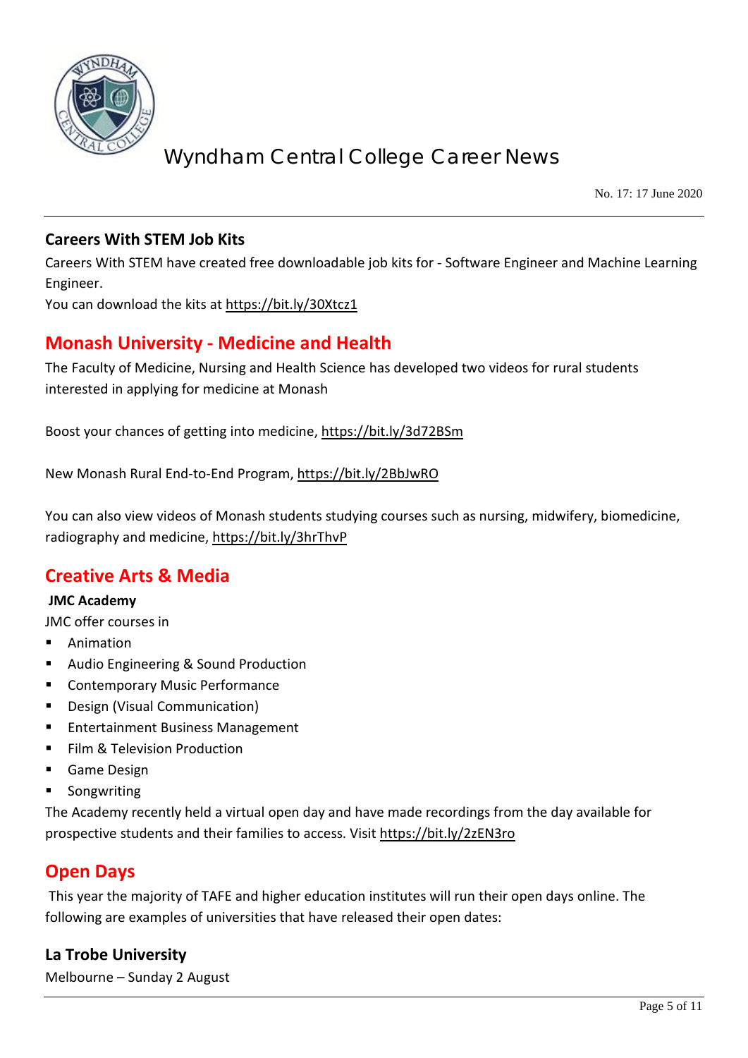### Careers With STEM Job Kits

Careers With STEM have created free downloadable job kits for - Software Engineer and Machine Learning Engineer.
You can download the kits at https://bit.ly/30Xtcz1

## Monash University - Medicine and Health

The Faculty of Medicine, Nursing and Health Science has developed two videos for rural students interested in applying for medicine at Monash

Boost your chances of getting into medicine, https://bit.ly/3d72BSm

New Monash Rural End-to-End Program, https://bit.ly/2BbJwRO

You can also view videos of Monash students studying courses such as nursing, midwifery, biomedicine, radiography and medicine, https://bit.ly/3hrThvP

## Creative Arts & Media

**JMC Academy**

JMC offer courses in

- Animation
- Audio Engineering & Sound Production
- Contemporary Music Performance
- Design (Visual Communication)
- Entertainment Business Management
- Film & Television Production
- Game Design
- Songwriting

The Academy recently held a virtual open day and have made recordings from the day available for prospective students and their families to access. Visit https://bit.ly/2zEN3ro

## Open Days

This year the majority of TAFE and higher education institutes will run their open days online. The following are examples of universities that have released their open dates:

### La Trobe University

Melbourne – Sunday 2 August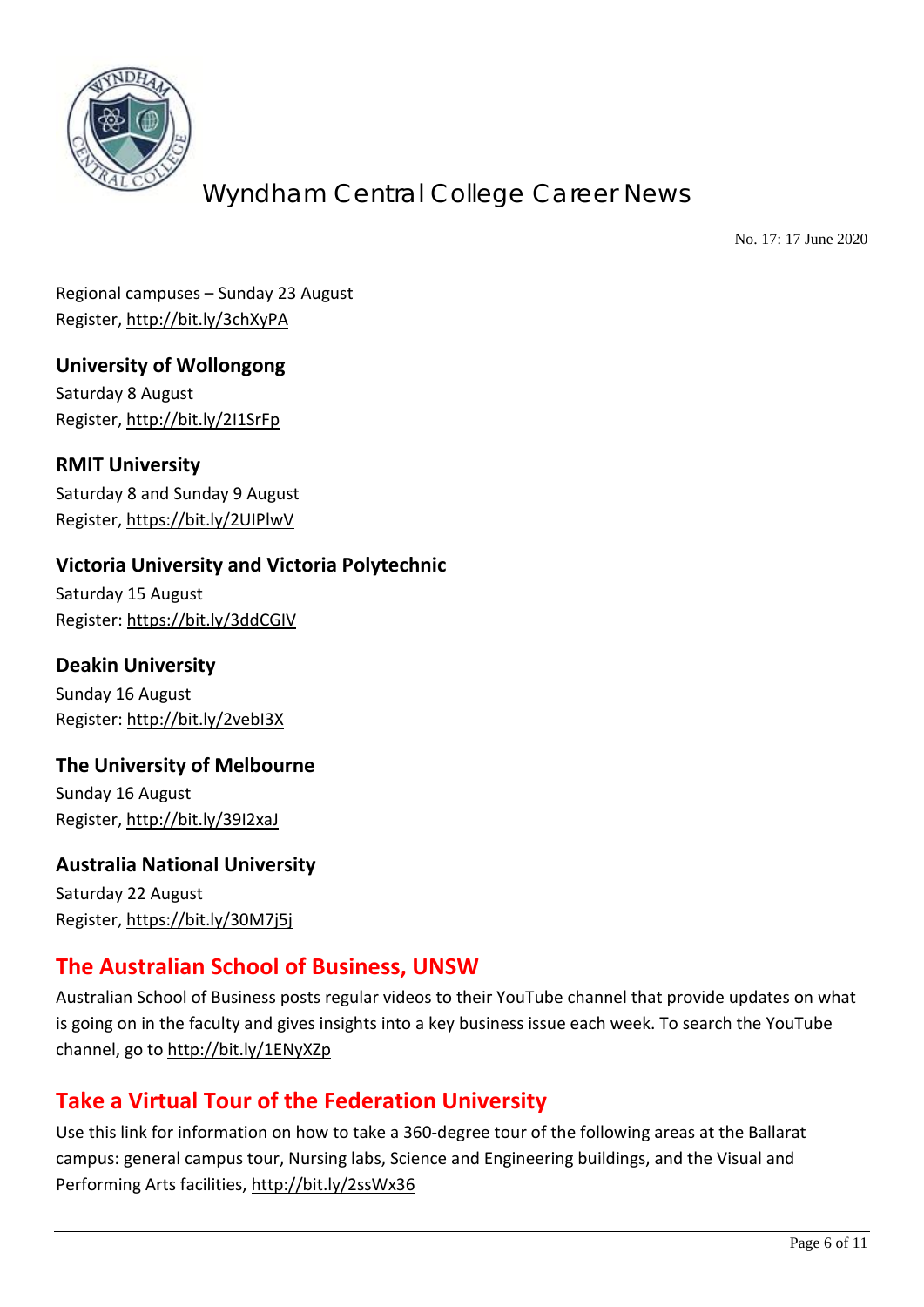Regional campuses – Sunday 23 August
Register, http://bit.ly/3chXyPA

### University of Wollongong

Saturday 8 August
Register, http://bit.ly/2I1SrFp

### RMIT University

Saturday 8 and Sunday 9 August
Register, https://bit.ly/2UIPlwV

### Victoria University and Victoria Polytechnic

Saturday 15 August
Register: https://bit.ly/3ddCGIV

### Deakin University

Sunday 16 August
Register: http://bit.ly/2vebI3X

### The University of Melbourne

Sunday 16 August
Register, http://bit.ly/39I2xaJ

### Australia National University

Saturday 22 August
Register, https://bit.ly/30M7j5j

## The Australian School of Business, UNSW

Australian School of Business posts regular videos to their YouTube channel that provide updates on what is going on in the faculty and gives insights into a key business issue each week. To search the YouTube channel, go to http://bit.ly/1ENyXZp

## Take a Virtual Tour of the Federation University

Use this link for information on how to take a 360-degree tour of the following areas at the Ballarat campus: general campus tour, Nursing labs, Science and Engineering buildings, and the Visual and Performing Arts facilities, http://bit.ly/2ssWx36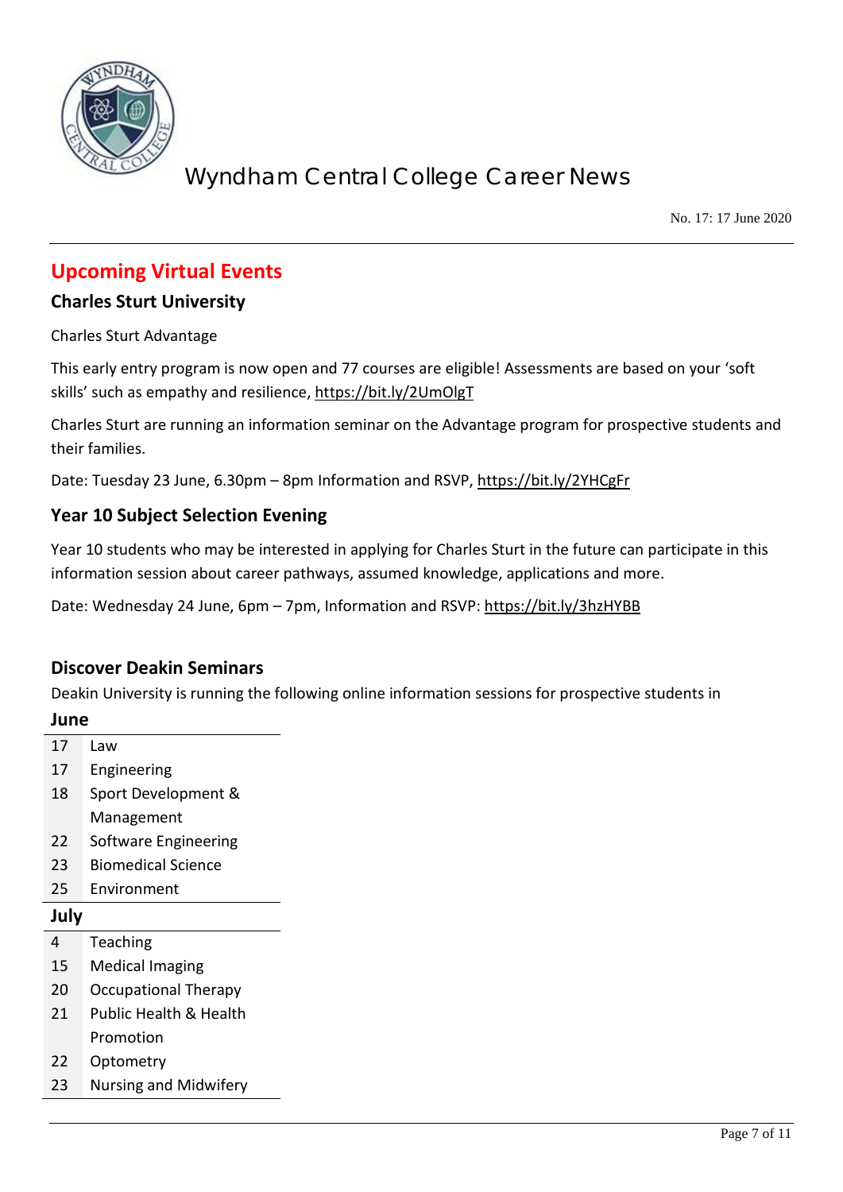## Upcoming Virtual Events

### Charles Sturt University

Charles Sturt Advantage

This early entry program is now open and 77 courses are eligible! Assessments are based on your 'soft skills' such as empathy and resilience, https://bit.ly/2UmOlgT

Charles Sturt are running an information seminar on the Advantage program for prospective students and their families.

Date: Tuesday 23 June, 6.30pm – 8pm Information and RSVP, https://bit.ly/2YHCgFr

### Year 10 Subject Selection Evening

Year 10 students who may be interested in applying for Charles Sturt in the future can participate in this information session about career pathways, assumed knowledge, applications and more.

Date: Wednesday 24 June, 6pm – 7pm, Information and RSVP: https://bit.ly/3hzHYBB

### Discover Deakin Seminars

Deakin University is running the following online information sessions for prospective students in

**June**

| | |
|---|---|
| 17 | Law |
| 17 | Engineering |
| 18 | Sport Development & Management |
| 22 | Software Engineering |
| 23 | Biomedical Science |
| 25 | Environment |

**July**

| | |
|---|---|
| 4 | Teaching |
| 15 | Medical Imaging |
| 20 | Occupational Therapy |
| 21 | Public Health & Health Promotion |
| 22 | Optometry |
| 23 | Nursing and Midwifery |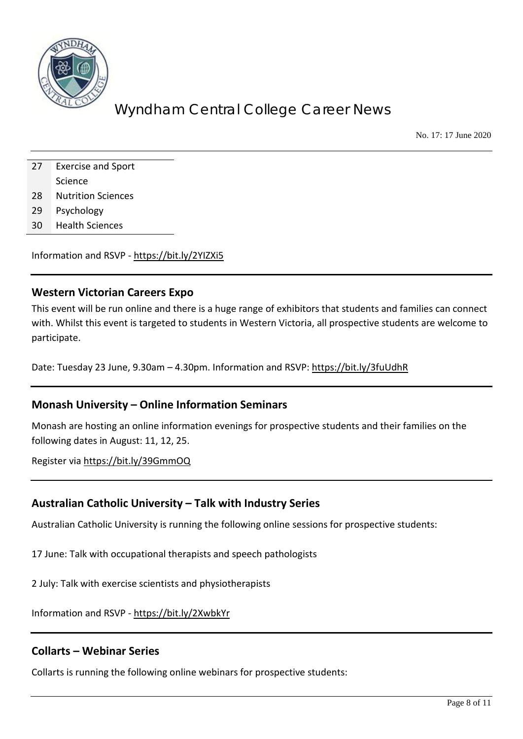| 27 | Exercise and Sport Science |
| --- | --- |
| 28 | Nutrition Sciences |
| 29 | Psychology |
| 30 | Health Sciences |

Information and RSVP - https://bit.ly/2YIZXi5

## Western Victorian Careers Expo

This event will be run online and there is a huge range of exhibitors that students and families can connect with. Whilst this event is targeted to students in Western Victoria, all prospective students are welcome to participate.

Date: Tuesday 23 June, 9.30am – 4.30pm. Information and RSVP: https://bit.ly/3fuUdhR

## Monash University – Online Information Seminars

Monash are hosting an online information evenings for prospective students and their families on the following dates in August: 11, 12, 25.

Register via https://bit.ly/39GmmOQ

## Australian Catholic University – Talk with Industry Series

Australian Catholic University is running the following online sessions for prospective students:

17 June: Talk with occupational therapists and speech pathologists

2 July: Talk with exercise scientists and physiotherapists

Information and RSVP - https://bit.ly/2XwbkYr

## Collarts – Webinar Series

Collarts is running the following online webinars for prospective students: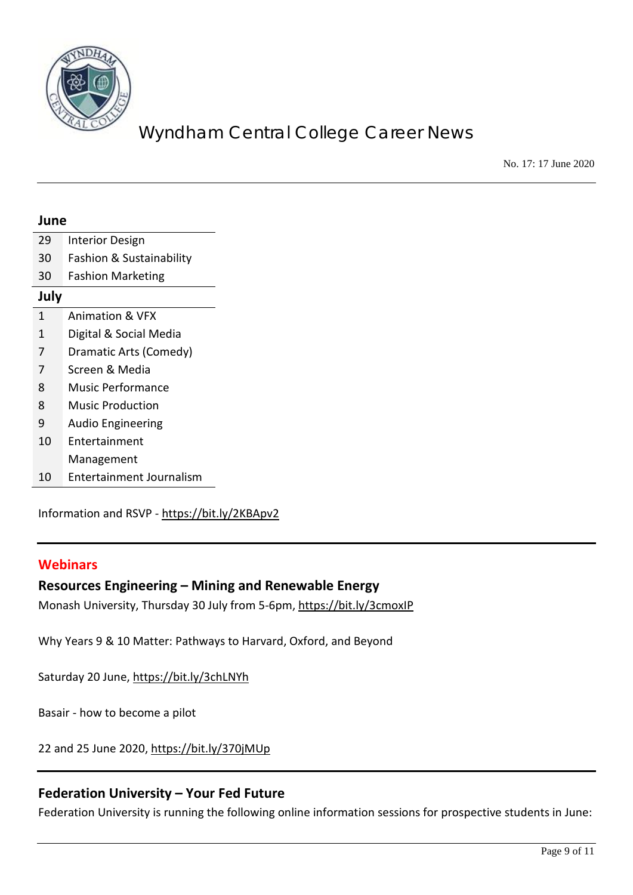| June | |
|---|---|
| 29 | Interior Design |
| 30 | Fashion & Sustainability |
| 30 | Fashion Marketing |
| **July** | |
| 1 | Animation & VFX |
| 1 | Digital & Social Media |
| 7 | Dramatic Arts (Comedy) |
| 7 | Screen & Media |
| 8 | Music Performance |
| 8 | Music Production |
| 9 | Audio Engineering |
| 10 | Entertainment Management |
| 10 | Entertainment Journalism |

Information and RSVP - https://bit.ly/2KBApv2

## Webinars

### Resources Engineering – Mining and Renewable Energy

Monash University, Thursday 30 July from 5-6pm, https://bit.ly/3cmoxIP

Why Years 9 & 10 Matter: Pathways to Harvard, Oxford, and Beyond

Saturday 20 June, https://bit.ly/3chLNYh

Basair - how to become a pilot

22 and 25 June 2020, https://bit.ly/370jMUp

## Federation University – Your Fed Future

Federation University is running the following online information sessions for prospective students in June: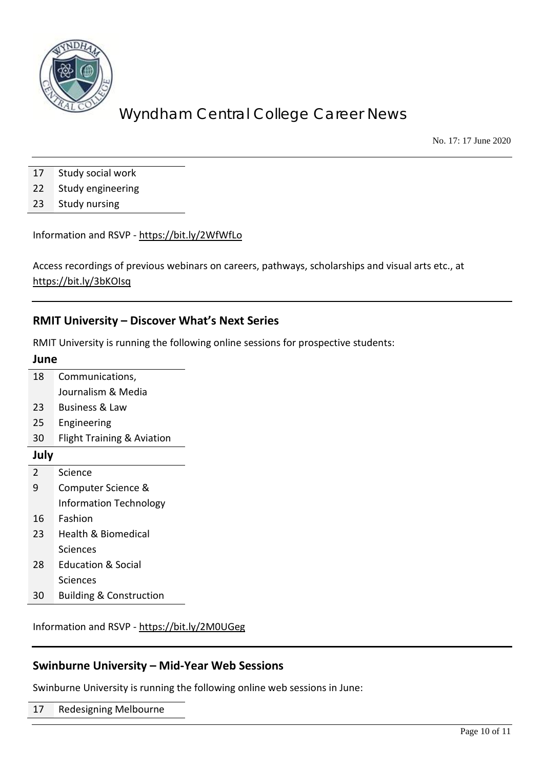| | |
|---|---|
| 17 | Study social work |
| 22 | Study engineering |
| 23 | Study nursing |

Information and RSVP - https://bit.ly/2WfWfLo

Access recordings of previous webinars on careers, pathways, scholarships and visual arts etc., at https://bit.ly/3bKOIsq

## RMIT University – Discover What's Next Series

RMIT University is running the following online sessions for prospective students:

**June**

| | |
|---|---|
| 18 | Communications, Journalism & Media |
| 23 | Business & Law |
| 25 | Engineering |
| 30 | Flight Training & Aviation |

**July**

| | |
|---|---|
| 2 | Science |
| 9 | Computer Science & Information Technology |
| 16 | Fashion |
| 23 | Health & Biomedical Sciences |
| 28 | Education & Social Sciences |
| 30 | Building & Construction |

Information and RSVP - https://bit.ly/2M0UGeg

## Swinburne University – Mid-Year Web Sessions

Swinburne University is running the following online web sessions in June:

| | |
|---|---|
| 17 | Redesigning Melbourne |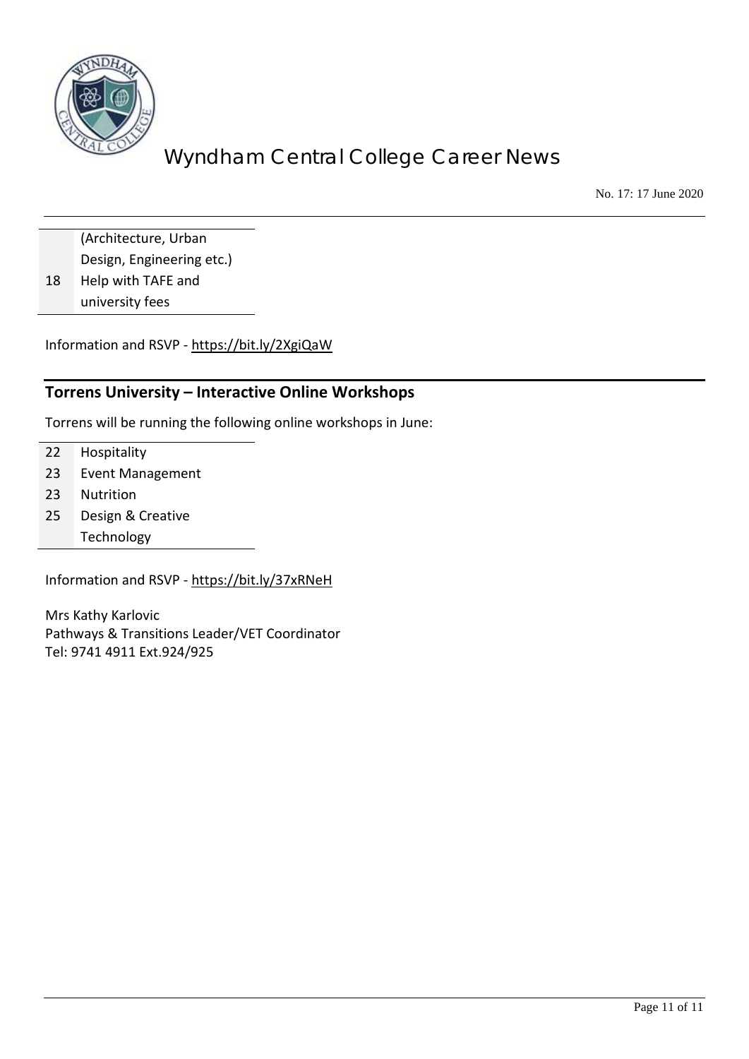| | |
|---|---|
| | (Architecture, Urban Design, Engineering etc.) |
| 18 | Help with TAFE and university fees |

Information and RSVP - https://bit.ly/2XgiQaW

## Torrens University – Interactive Online Workshops

Torrens will be running the following online workshops in June:

| | |
|---|---|
| 22 | Hospitality |
| 23 | Event Management |
| 23 | Nutrition |
| 25 | Design & Creative Technology |

Information and RSVP - https://bit.ly/37xRNeH

Mrs Kathy Karlovic
Pathways & Transitions Leader/VET Coordinator
Tel: 9741 4911 Ext.924/925